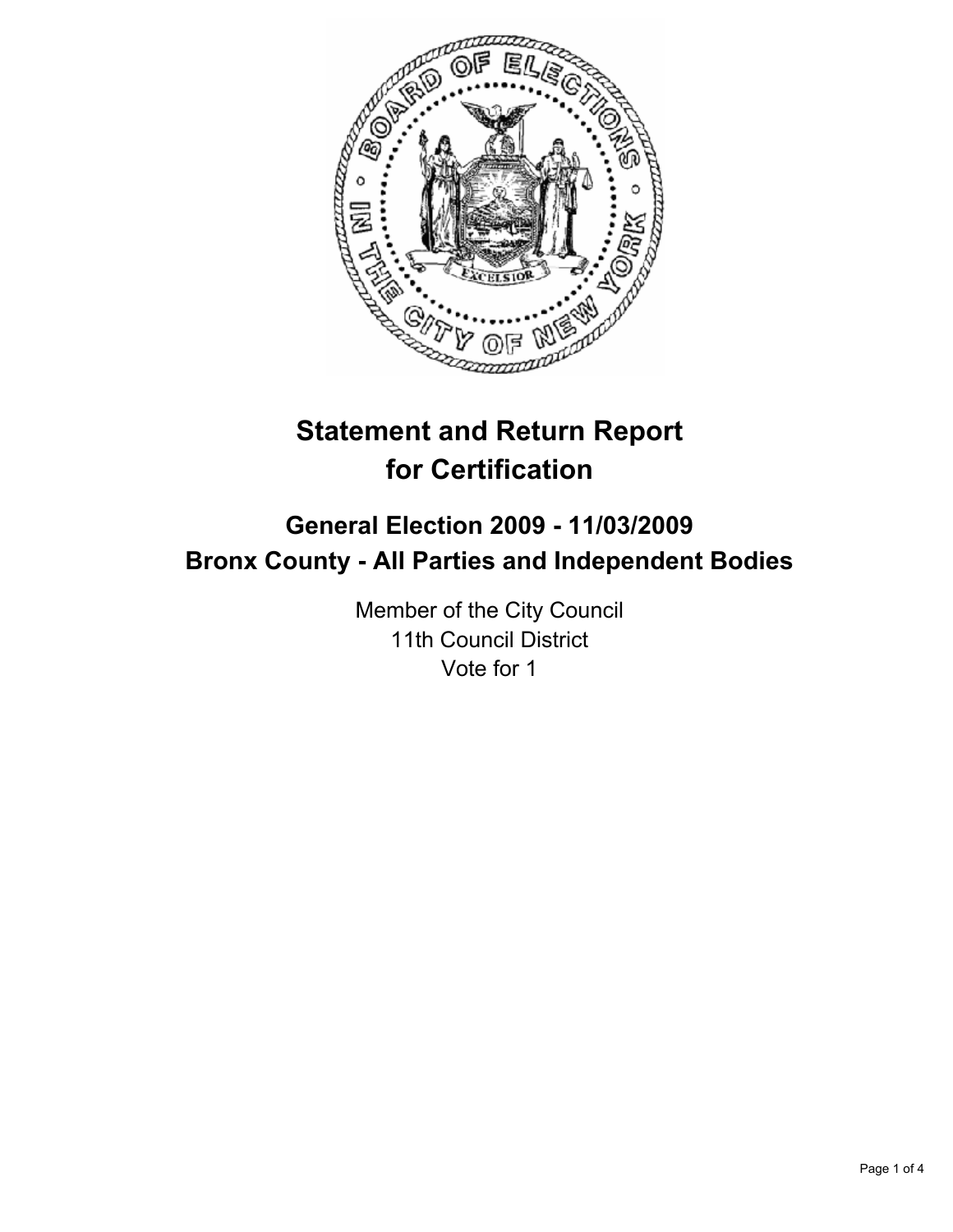# Statement and Return Report for Certification

## General Election 2009 - 11/03/2009
## Bronx County - All Parties and Independent Bodies

Member of the City Council
11th Council District
Vote for 1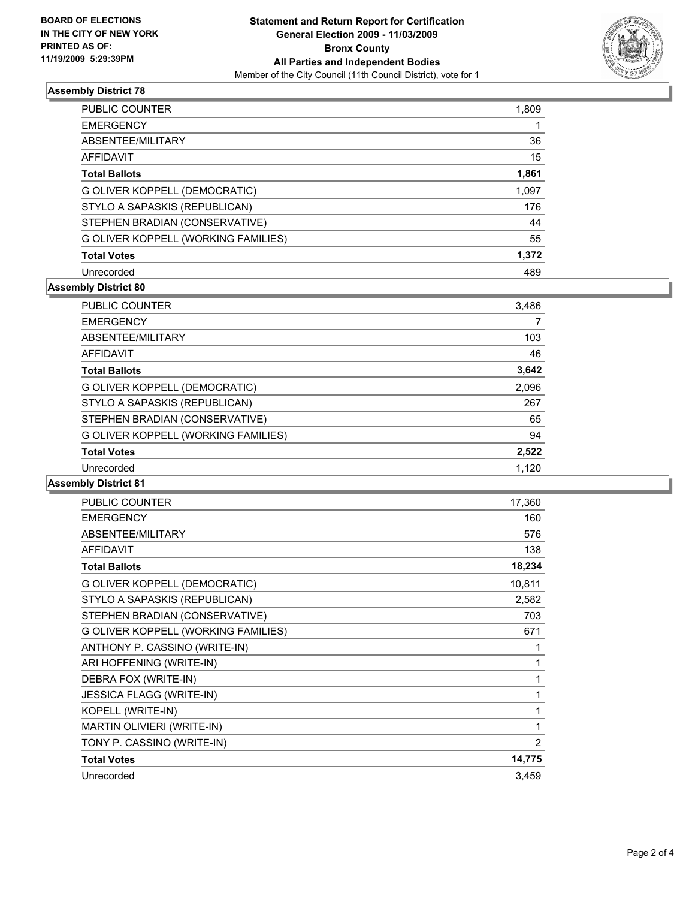**BOARD OF ELECTIONS IN THE CITY OF NEW YORK PRINTED AS OF: 11/19/2009 5:29:39PM**

**Statement and Return Report for Certification General Election 2009 - 11/03/2009 Bronx County All Parties and Independent Bodies**

Member of the City Council (11th Council District), vote for 1

### Assembly District 78

| | |
|---|---|
| PUBLIC COUNTER | 1,809 |
| EMERGENCY | 1 |
| ABSENTEE/MILITARY | 36 |
| AFFIDAVIT | 15 |
| **Total Ballots** | **1,861** |
| G OLIVER KOPPELL (DEMOCRATIC) | 1,097 |
| STYLO A SAPASKIS (REPUBLICAN) | 176 |
| STEPHEN BRADIAN (CONSERVATIVE) | 44 |
| G OLIVER KOPPELL (WORKING FAMILIES) | 55 |
| **Total Votes** | **1,372** |
| Unrecorded | 489 |

### Assembly District 80

| | |
|---|---|
| PUBLIC COUNTER | 3,486 |
| EMERGENCY | 7 |
| ABSENTEE/MILITARY | 103 |
| AFFIDAVIT | 46 |
| **Total Ballots** | **3,642** |
| G OLIVER KOPPELL (DEMOCRATIC) | 2,096 |
| STYLO A SAPASKIS (REPUBLICAN) | 267 |
| STEPHEN BRADIAN (CONSERVATIVE) | 65 |
| G OLIVER KOPPELL (WORKING FAMILIES) | 94 |
| **Total Votes** | **2,522** |
| Unrecorded | 1,120 |

### Assembly District 81

| | |
|---|---|
| PUBLIC COUNTER | 17,360 |
| EMERGENCY | 160 |
| ABSENTEE/MILITARY | 576 |
| AFFIDAVIT | 138 |
| **Total Ballots** | **18,234** |
| G OLIVER KOPPELL (DEMOCRATIC) | 10,811 |
| STYLO A SAPASKIS (REPUBLICAN) | 2,582 |
| STEPHEN BRADIAN (CONSERVATIVE) | 703 |
| G OLIVER KOPPELL (WORKING FAMILIES) | 671 |
| ANTHONY P. CASSINO (WRITE-IN) | 1 |
| ARI HOFFENING (WRITE-IN) | 1 |
| DEBRA FOX (WRITE-IN) | 1 |
| JESSICA FLAGG (WRITE-IN) | 1 |
| KOPELL (WRITE-IN) | 1 |
| MARTIN OLIVIERI (WRITE-IN) | 1 |
| TONY P. CASSINO (WRITE-IN) | 2 |
| **Total Votes** | **14,775** |
| Unrecorded | 3,459 |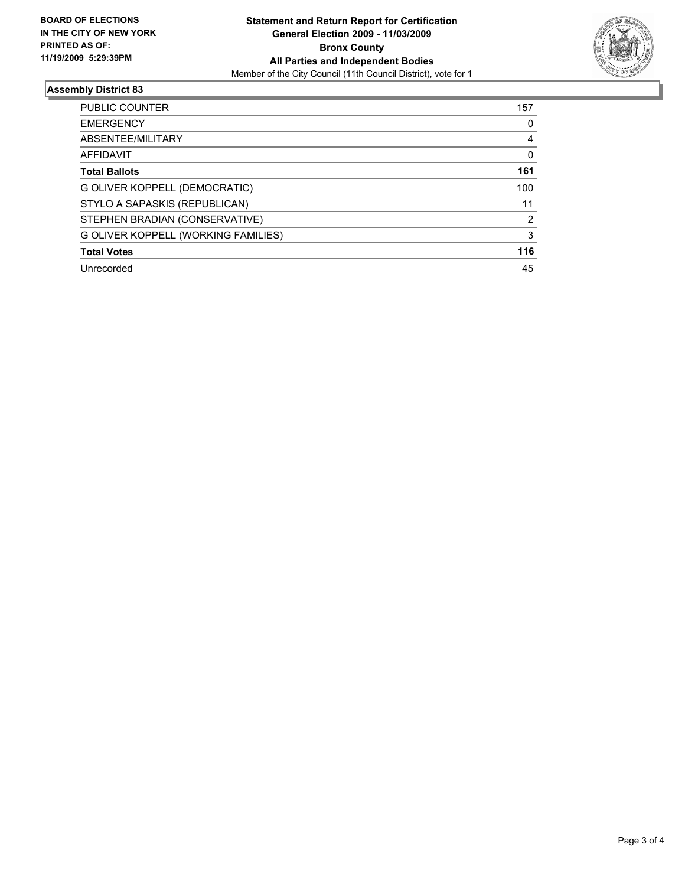**BOARD OF ELECTIONS IN THE CITY OF NEW YORK PRINTED AS OF: 11/19/2009 5:29:39PM**

**Statement and Return Report for Certification**
**General Election 2009 - 11/03/2009**
**Bronx County**
**All Parties and Independent Bodies**
Member of the City Council (11th Council District), vote for 1

## Assembly District 83

| | |
|---|---|
| PUBLIC COUNTER | 157 |
| EMERGENCY | 0 |
| ABSENTEE/MILITARY | 4 |
| AFFIDAVIT | 0 |
| **Total Ballots** | **161** |
| G OLIVER KOPPELL (DEMOCRATIC) | 100 |
| STYLO A SAPASKIS (REPUBLICAN) | 11 |
| STEPHEN BRADIAN (CONSERVATIVE) | 2 |
| G OLIVER KOPPELL (WORKING FAMILIES) | 3 |
| **Total Votes** | **116** |
| Unrecorded | 45 |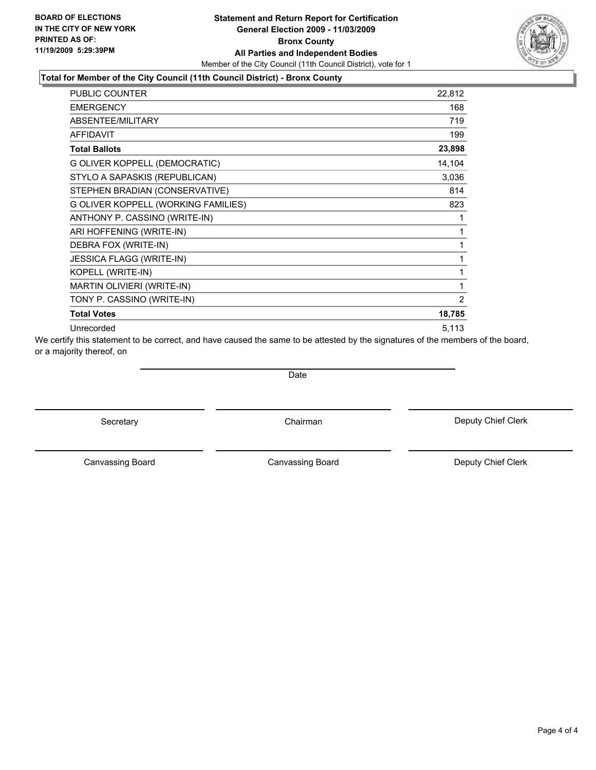**BOARD OF ELECTIONS IN THE CITY OF NEW YORK PRINTED AS OF: 11/19/2009 5:29:39PM**

**Statement and Return Report for Certification**
**General Election 2009 - 11/03/2009**
**Bronx County**
**All Parties and Independent Bodies**
Member of the City Council (11th Council District), vote for 1

**Total for Member of the City Council (11th Council District) - Bronx County**

| | |
|---|---|
| PUBLIC COUNTER | 22,812 |
| EMERGENCY | 168 |
| ABSENTEE/MILITARY | 719 |
| AFFIDAVIT | 199 |
| **Total Ballots** | **23,898** |
| G OLIVER KOPPELL (DEMOCRATIC) | 14,104 |
| STYLO A SAPASKIS (REPUBLICAN) | 3,036 |
| STEPHEN BRADIAN (CONSERVATIVE) | 814 |
| G OLIVER KOPPELL (WORKING FAMILIES) | 823 |
| ANTHONY P. CASSINO (WRITE-IN) | 1 |
| ARI HOFFENING (WRITE-IN) | 1 |
| DEBRA FOX (WRITE-IN) | 1 |
| JESSICA FLAGG (WRITE-IN) | 1 |
| KOPELL (WRITE-IN) | 1 |
| MARTIN OLIVIERI (WRITE-IN) | 1 |
| TONY P. CASSINO (WRITE-IN) | 2 |
| **Total Votes** | **18,785** |
| Unrecorded | 5,113 |

We certify this statement to be correct, and have caused the same to be attested by the signatures of the members of the board, or a majority thereof, on

Date

Secretary　　Chairman　　Deputy Chief Clerk

Canvassing Board　　Canvassing Board　　Deputy Chief Clerk